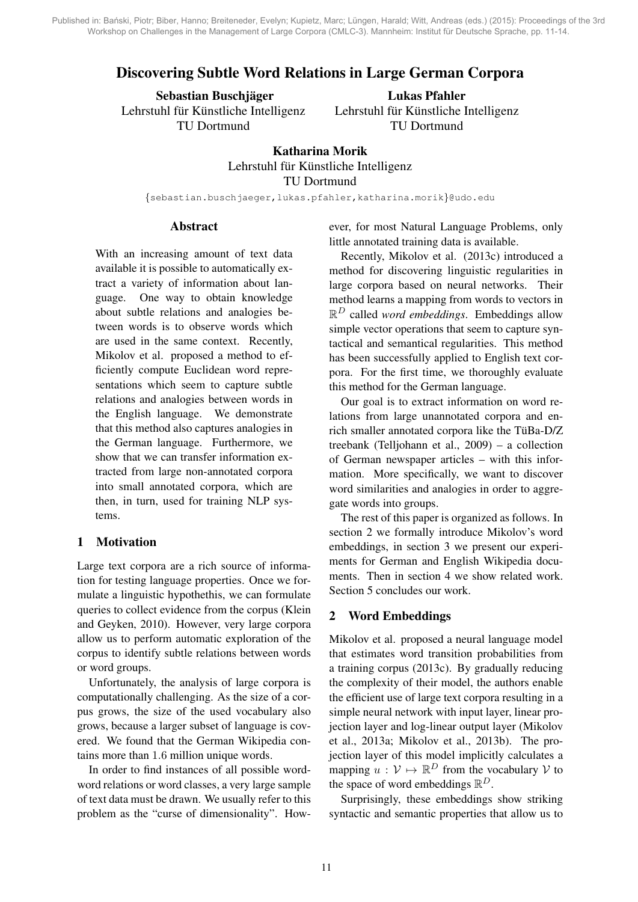Published in: Bański, Piotr; Biber, Hanno; Breiteneder, Evelyn; Kupietz, Marc; Lüngen, Harald; Witt, Andreas (eds.) (2015): Proceedings of the 3rd Workshop on Challenges in the Management of Large Corpora (CMLC-3). Mannheim: Institut für Deutsche Sprache, pp. 11-14.

# Discovering Subtle Word Relations in Large German Corpora

**Sebastian Buschjäger**
Lehrstuhl für Künstliche Intelligenz
TU Dortmund

**Lukas Pfahler**
Lehrstuhl für Künstliche Intelligenz
TU Dortmund

**Katharina Morik**
Lehrstuhl für Künstliche Intelligenz
TU Dortmund

{sebastian.buschjaeger,lukas.pfahler,katharina.morik}@udo.edu

## Abstract

With an increasing amount of text data available it is possible to automatically extract a variety of information about language. One way to obtain knowledge about subtle relations and analogies between words is to observe words which are used in the same context. Recently, Mikolov et al. proposed a method to efficiently compute Euclidean word representations which seem to capture subtle relations and analogies between words in the English language. We demonstrate that this method also captures analogies in the German language. Furthermore, we show that we can transfer information extracted from large non-annotated corpora into small annotated corpora, which are then, in turn, used for training NLP systems.

## 1 Motivation

Large text corpora are a rich source of information for testing language properties. Once we formulate a linguistic hypothethis, we can formulate queries to collect evidence from the corpus (Klein and Geyken, 2010). However, very large corpora allow us to perform automatic exploration of the corpus to identify subtle relations between words or word groups.

Unfortunately, the analysis of large corpora is computationally challenging. As the size of a corpus grows, the size of the used vocabulary also grows, because a larger subset of language is covered. We found that the German Wikipedia contains more than 1.6 million unique words.

In order to find instances of all possible word-word relations or word classes, a very large sample of text data must be drawn. We usually refer to this problem as the "curse of dimensionality". However, for most Natural Language Problems, only little annotated training data is available.

Recently, Mikolov et al. (2013c) introduced a method for discovering linguistic regularities in large corpora based on neural networks. Their method learns a mapping from words to vectors in $\mathbb{R}^D$ called *word embeddings*. Embeddings allow simple vector operations that seem to capture syntactical and semantical regularities. This method has been successfully applied to English text corpora. For the first time, we thoroughly evaluate this method for the German language.

Our goal is to extract information on word relations from large unannotated corpora and enrich smaller annotated corpora like the TüBa-D/Z treebank (Telljohann et al., 2009) – a collection of German newspaper articles – with this information. More specifically, we want to discover word similarities and analogies in order to aggregate words into groups.

The rest of this paper is organized as follows. In section 2 we formally introduce Mikolov's word embeddings, in section 3 we present our experiments for German and English Wikipedia documents. Then in section 4 we show related work. Section 5 concludes our work.

## 2 Word Embeddings

Mikolov et al. proposed a neural language model that estimates word transition probabilities from a training corpus (2013c). By gradually reducing the complexity of their model, the authors enable the efficient use of large text corpora resulting in a simple neural network with input layer, linear projection layer and log-linear output layer (Mikolov et al., 2013a; Mikolov et al., 2013b). The projection layer of this model implicitly calculates a mapping $u : \mathcal{V} \mapsto \mathbb{R}^D$ from the vocabulary $\mathcal{V}$ to the space of word embeddings $\mathbb{R}^D$.

Surprisingly, these embeddings show striking syntactic and semantic properties that allow us to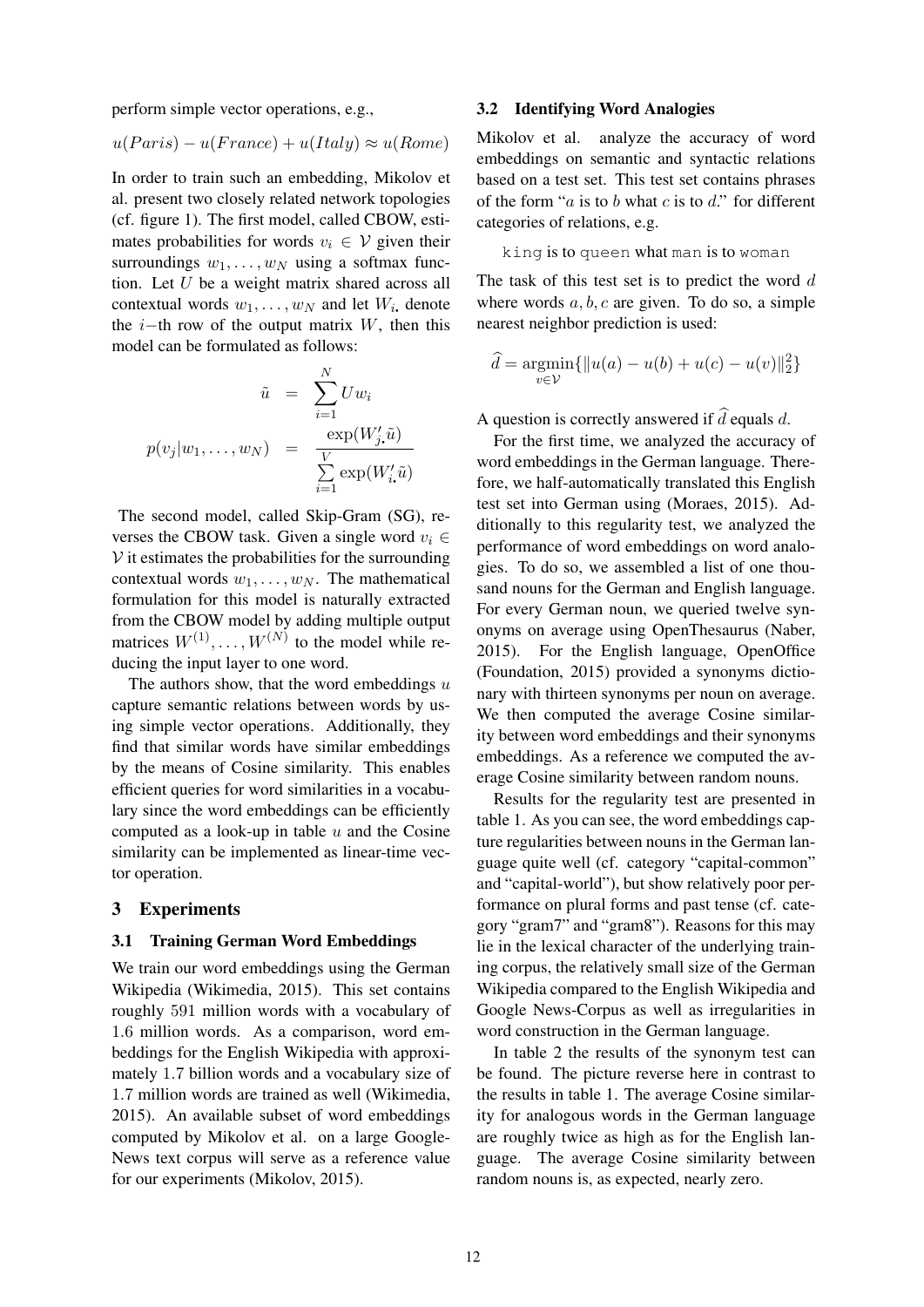perform simple vector operations, e.g.,

$$u(Paris) - u(France) + u(Italy) \approx u(Rome)$$

In order to train such an embedding, Mikolov et al. present two closely related network topologies (cf. figure 1). The first model, called CBOW, estimates probabilities for words $v_i \in \mathcal{V}$ given their surroundings $w_1, \ldots, w_N$ using a softmax function. Let $U$ be a weight matrix shared across all contextual words $w_1, \ldots, w_N$ and let $W_{i\bullet}$ denote the $i-$th row of the output matrix $W$, then this model can be formulated as follows:

$$\begin{aligned} \tilde{u} &= \sum_{i=1}^{N} U w_i \\ p(v_j | w_1, \ldots, w_N) &= \frac{\exp(W'_{j\bullet} \tilde{u})}{\sum_{i=1}^{V} \exp(W'_{i\bullet} \tilde{u})} \end{aligned}$$

The second model, called Skip-Gram (SG), reverses the CBOW task. Given a single word $v_i \in \mathcal{V}$ it estimates the probabilities for the surrounding contextual words $w_1, \ldots, w_N$. The mathematical formulation for this model is naturally extracted from the CBOW model by adding multiple output matrices $W^{(1)}, \ldots, W^{(N)}$ to the model while reducing the input layer to one word.

The authors show, that the word embeddings $u$ capture semantic relations between words by using simple vector operations. Additionally, they find that similar words have similar embeddings by the means of Cosine similarity. This enables efficient queries for word similarities in a vocabulary since the word embeddings can be efficiently computed as a look-up in table $u$ and the Cosine similarity can be implemented as linear-time vector operation.

## 3 Experiments

### 3.1 Training German Word Embeddings

We train our word embeddings using the German Wikipedia (Wikimedia, 2015). This set contains roughly 591 million words with a vocabulary of 1.6 million words. As a comparison, word embeddings for the English Wikipedia with approximately 1.7 billion words and a vocabulary size of 1.7 million words are trained as well (Wikimedia, 2015). An available subset of word embeddings computed by Mikolov et al. on a large Google-News text corpus will serve as a reference value for our experiments (Mikolov, 2015).

### 3.2 Identifying Word Analogies

Mikolov et al. analyze the accuracy of word embeddings on semantic and syntactic relations based on a test set. This test set contains phrases of the form "$a$ is to $b$ what $c$ is to $d$." for different categories of relations, e.g.

`king` is to `queen` what `man` is to `woman`

The task of this test set is to predict the word $d$ where words $a, b, c$ are given. To do so, a simple nearest neighbor prediction is used:

$$\widehat{d} = \underset{v \in \mathcal{V}}{\operatorname{argmin}} \{ \| u(a) - u(b) + u(c) - u(v) \|_2^2 \}$$

A question is correctly answered if $\widehat{d}$ equals $d$.

For the first time, we analyzed the accuracy of word embeddings in the German language. Therefore, we half-automatically translated this English test set into German using (Moraes, 2015). Additionally to this regularity test, we analyzed the performance of word embeddings on word analogies. To do so, we assembled a list of one thousand nouns for the German and English language. For every German noun, we queried twelve synonyms on average using OpenThesaurus (Naber, 2015). For the English language, OpenOffice (Foundation, 2015) provided a synonyms dictionary with thirteen synonyms per noun on average. We then computed the average Cosine similarity between word embeddings and their synonyms embeddings. As a reference we computed the average Cosine similarity between random nouns.

Results for the regularity test are presented in table 1. As you can see, the word embeddings capture regularities between nouns in the German language quite well (cf. category "capital-common" and "capital-world"), but show relatively poor performance on plural forms and past tense (cf. category "gram7" and "gram8"). Reasons for this may lie in the lexical character of the underlying training corpus, the relatively small size of the German Wikipedia compared to the English Wikipedia and Google News-Corpus as well as irregularities in word construction in the German language.

In table 2 the results of the synonym test can be found. The picture reverse here in contrast to the results in table 1. The average Cosine similarity for analogous words in the German language are roughly twice as high as for the English language. The average Cosine similarity between random nouns is, as expected, nearly zero.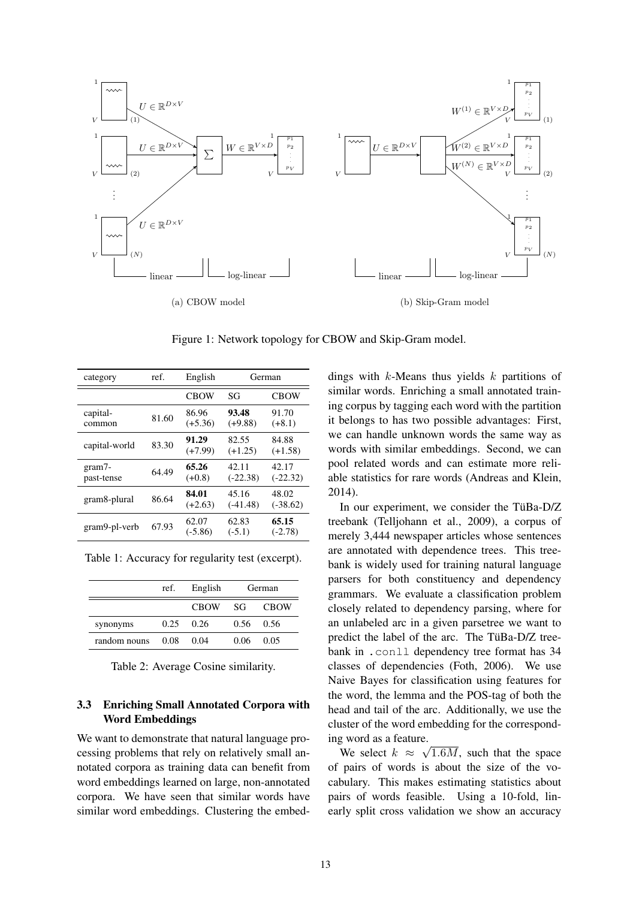Figure 1: Network topology for CBOW and Skip-Gram model.

(a) CBOW model

(b) Skip-Gram model

| category | ref. | English | German | |
|---|---|---|---|---|
| | | CBOW | SG | CBOW |
| capital-common | 81.60 | 86.96 (+5.36) | **93.48** (+9.88) | 91.70 (+8.1) |
| capital-world | 83.30 | **91.29** (+7.99) | 82.55 (+1.25) | 84.88 (+1.58) |
| gram7-past-tense | 64.49 | **65.26** (+0.8) | 42.11 (-22.38) | 42.17 (-22.32) |
| gram8-plural | 86.64 | **84.01** (+2.63) | 45.16 (-41.48) | 48.02 (-38.62) |
| gram9-pl-verb | 67.93 | 62.07 (-5.86) | 62.83 (-5.1) | **65.15** (-2.78) |

Table 1: Accuracy for regularity test (excerpt).

| | ref. | English | German | |
|---|---|---|---|---|
| | | CBOW | SG | CBOW |
| synonyms | 0.25 | 0.26 | 0.56 | 0.56 |
| random nouns | 0.08 | 0.04 | 0.06 | 0.05 |

Table 2: Average Cosine similarity.

### 3.3 Enriching Small Annotated Corpora with Word Embeddings

We want to demonstrate that natural language processing problems that rely on relatively small annotated corpora as training data can benefit from word embeddings learned on large, non-annotated corpora. We have seen that similar words have similar word embeddings. Clustering the embeddings with $k$-Means thus yields $k$ partitions of similar words. Enriching a small annotated training corpus by tagging each word with the partition it belongs to has two possible advantages: First, we can handle unknown words the same way as words with similar embeddings. Second, we can pool related words and can estimate more reliable statistics for rare words (Andreas and Klein, 2014).

In our experiment, we consider the TüBa-D/Z treebank (Telljohann et al., 2009), a corpus of merely 3,444 newspaper articles whose sentences are annotated with dependence trees. This treebank is widely used for training natural language parsers for both constituency and dependency grammars. We evaluate a classification problem closely related to dependency parsing, where for an unlabeled arc in a given parsetree we want to predict the label of the arc. The TüBa-D/Z treebank in `.conll` dependency tree format has 34 classes of dependencies (Foth, 2006). We use Naive Bayes for classification using features for the word, the lemma and the POS-tag of both the head and tail of the arc. Additionally, we use the cluster of the word embedding for the corresponding word as a feature.

We select $k \approx \sqrt{1.6M}$, such that the space of pairs of words is about the size of the vocabulary. This makes estimating statistics about pairs of words feasible. Using a 10-fold, linearly split cross validation we show an accuracy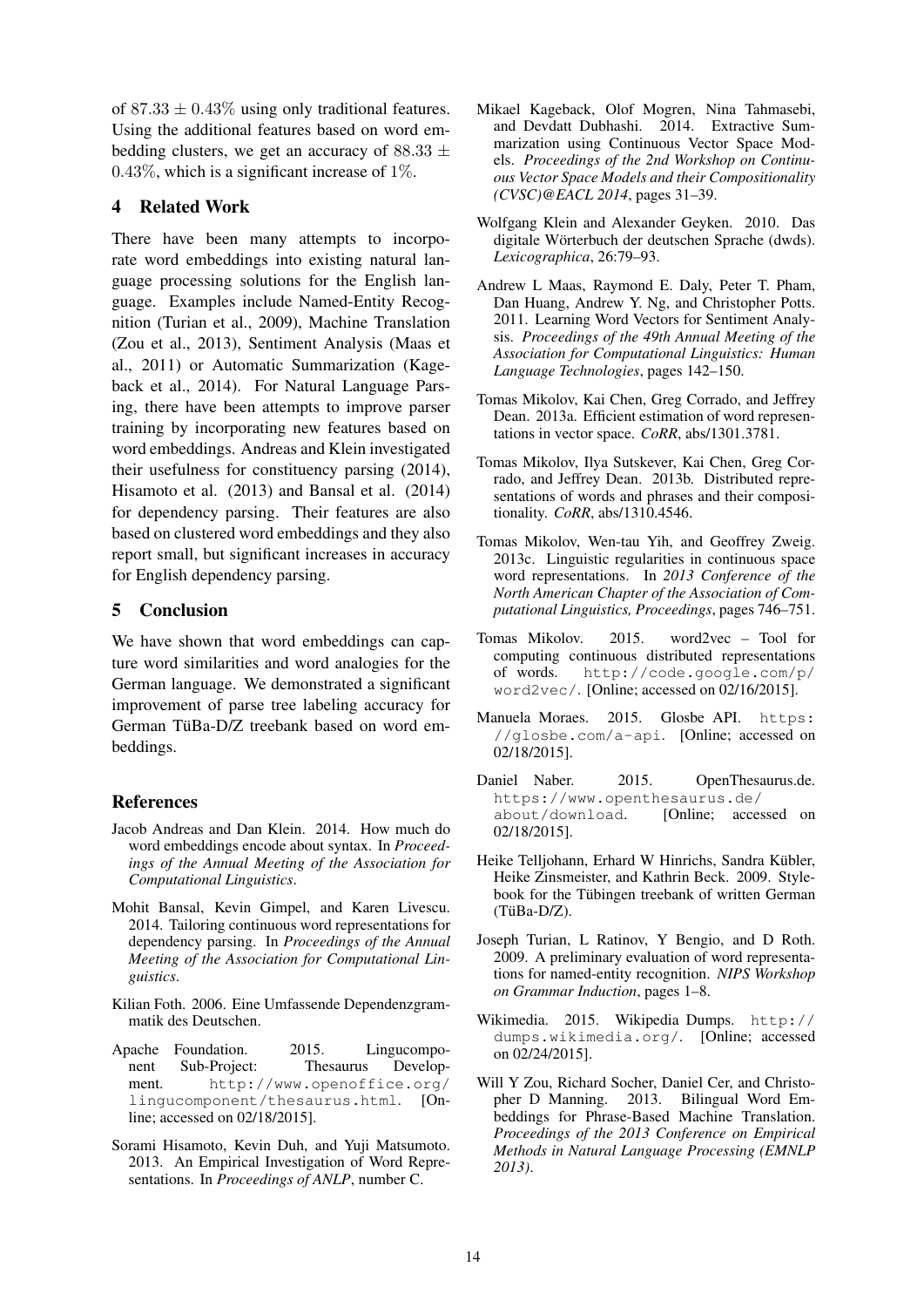of $87.33 \pm 0.43\%$ using only traditional features. Using the additional features based on word embedding clusters, we get an accuracy of $88.33 \pm 0.43\%$, which is a significant increase of $1\%$.

## 4 Related Work

There have been many attempts to incorporate word embeddings into existing natural language processing solutions for the English language. Examples include Named-Entity Recognition (Turian et al., 2009), Machine Translation (Zou et al., 2013), Sentiment Analysis (Maas et al., 2011) or Automatic Summarization (Kageback et al., 2014). For Natural Language Parsing, there have been attempts to improve parser training by incorporating new features based on word embeddings. Andreas and Klein investigated their usefulness for constituency parsing (2014), Hisamoto et al. (2013) and Bansal et al. (2014) for dependency parsing. Their features are also based on clustered word embeddings and they also report small, but significant increases in accuracy for English dependency parsing.

## 5 Conclusion

We have shown that word embeddings can capture word similarities and word analogies for the German language. We demonstrated a significant improvement of parse tree labeling accuracy for German TüBa-D/Z treebank based on word embeddings.

## References

Jacob Andreas and Dan Klein. 2014. How much do word embeddings encode about syntax. In *Proceedings of the Annual Meeting of the Association for Computational Linguistics*.

Mohit Bansal, Kevin Gimpel, and Karen Livescu. 2014. Tailoring continuous word representations for dependency parsing. In *Proceedings of the Annual Meeting of the Association for Computational Linguistics*.

Kilian Foth. 2006. Eine Umfassende Dependenzgrammatik des Deutschen.

Apache Foundation. 2015. Lingucomponent Sub-Project: Thesaurus Development. http://www.openoffice.org/lingucomponent/thesaurus.html. [Online; accessed on 02/18/2015].

Sorami Hisamoto, Kevin Duh, and Yuji Matsumoto. 2013. An Empirical Investigation of Word Representations. In *Proceedings of ANLP*, number C.

Mikael Kageback, Olof Mogren, Nina Tahmasebi, and Devdatt Dubhashi. 2014. Extractive Summarization using Continuous Vector Space Models. *Proceedings of the 2nd Workshop on Continuous Vector Space Models and their Compositionality (CVSC)@EACL 2014*, pages 31–39.

Wolfgang Klein and Alexander Geyken. 2010. Das digitale Wörterbuch der deutschen Sprache (dwds). *Lexicographica*, 26:79–93.

Andrew L Maas, Raymond E. Daly, Peter T. Pham, Dan Huang, Andrew Y. Ng, and Christopher Potts. 2011. Learning Word Vectors for Sentiment Analysis. *Proceedings of the 49th Annual Meeting of the Association for Computational Linguistics: Human Language Technologies*, pages 142–150.

Tomas Mikolov, Kai Chen, Greg Corrado, and Jeffrey Dean. 2013a. Efficient estimation of word representations in vector space. *CoRR*, abs/1301.3781.

Tomas Mikolov, Ilya Sutskever, Kai Chen, Greg Corrado, and Jeffrey Dean. 2013b. Distributed representations of words and phrases and their compositionality. *CoRR*, abs/1310.4546.

Tomas Mikolov, Wen-tau Yih, and Geoffrey Zweig. 2013c. Linguistic regularities in continuous space word representations. In *2013 Conference of the North American Chapter of the Association of Computational Linguistics, Proceedings*, pages 746–751.

Tomas Mikolov. 2015. word2vec – Tool for computing continuous distributed representations of words. http://code.google.com/p/word2vec/. [Online; accessed on 02/16/2015].

Manuela Moraes. 2015. Glosbe API. https://glosbe.com/a-api. [Online; accessed on 02/18/2015].

Daniel Naber. 2015. OpenThesaurus.de. https://www.openthesaurus.de/about/download. [Online; accessed on 02/18/2015].

Heike Telljohann, Erhard W Hinrichs, Sandra Kübler, Heike Zinsmeister, and Kathrin Beck. 2009. Stylebook for the Tübingen treebank of written German (TüBa-D/Z).

Joseph Turian, L Ratinov, Y Bengio, and D Roth. 2009. A preliminary evaluation of word representations for named-entity recognition. *NIPS Workshop on Grammar Induction*, pages 1–8.

Wikimedia. 2015. Wikipedia Dumps. http://dumps.wikimedia.org/. [Online; accessed on 02/24/2015].

Will Y Zou, Richard Socher, Daniel Cer, and Christopher D Manning. 2013. Bilingual Word Embeddings for Phrase-Based Machine Translation. *Proceedings of the 2013 Conference on Empirical Methods in Natural Language Processing (EMNLP 2013)*.